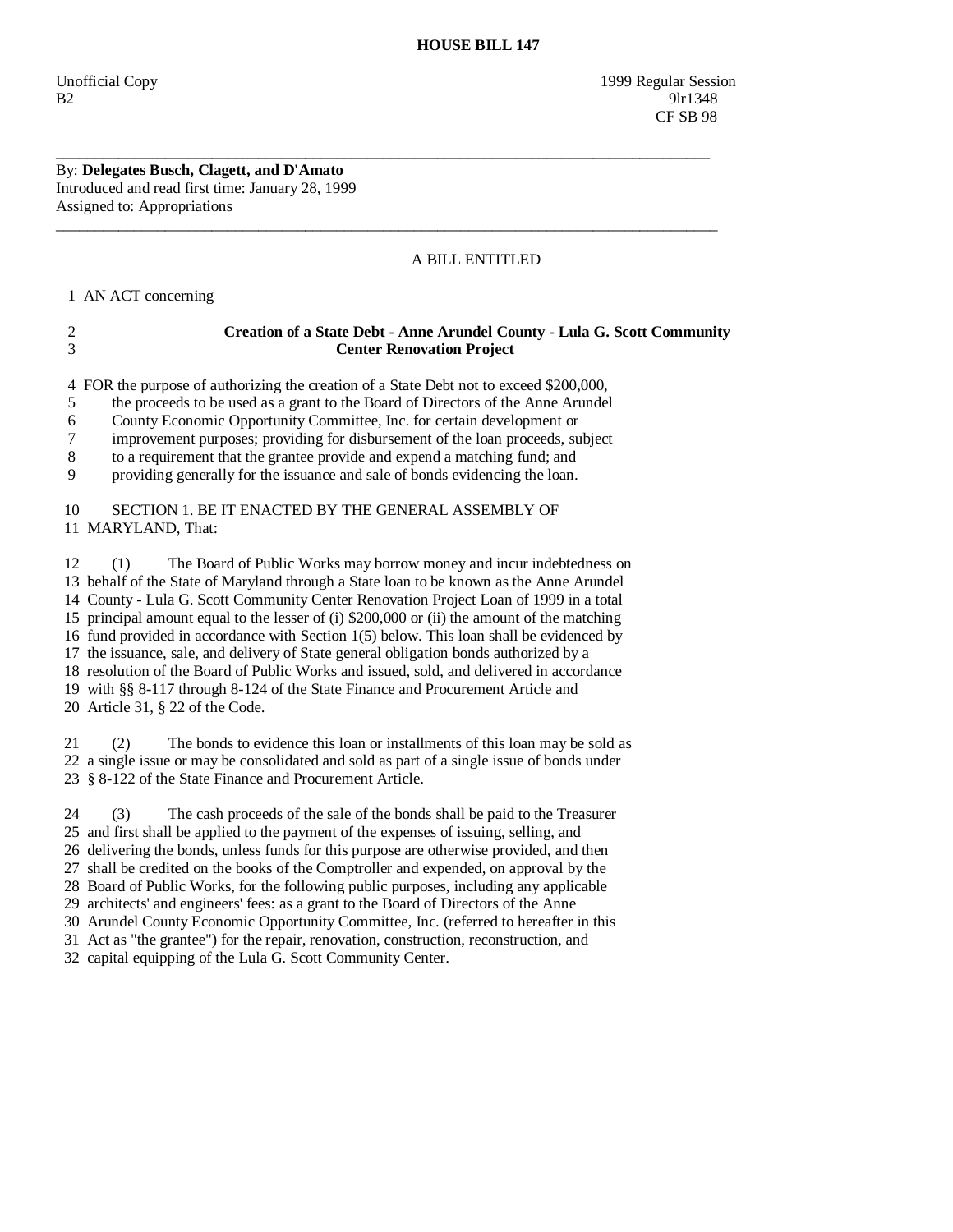# HOUSE BILL 147

Unofficial Copy 1999 Regular Session
B2 9lr1348
CF SB 98

---

By: **Delegates Busch, Clagett, and D'Amato**
Introduced and read first time: January 28, 1999
Assigned to: Appropriations

---

A BILL ENTITLED

1 AN ACT concerning

2 **Creation of a State Debt - Anne Arundel County - Lula G. Scott Community**
3 **Center Renovation Project**

4 FOR the purpose of authorizing the creation of a State Debt not to exceed $200,000,
5 the proceeds to be used as a grant to the Board of Directors of the Anne Arundel
6 County Economic Opportunity Committee, Inc. for certain development or
7 improvement purposes; providing for disbursement of the loan proceeds, subject
8 to a requirement that the grantee provide and expend a matching fund; and
9 providing generally for the issuance and sale of bonds evidencing the loan.

10 SECTION 1. BE IT ENACTED BY THE GENERAL ASSEMBLY OF
11 MARYLAND, That:

12 (1) The Board of Public Works may borrow money and incur indebtedness on
13 behalf of the State of Maryland through a State loan to be known as the Anne Arundel
14 County - Lula G. Scott Community Center Renovation Project Loan of 1999 in a total
15 principal amount equal to the lesser of (i) $200,000 or (ii) the amount of the matching
16 fund provided in accordance with Section 1(5) below. This loan shall be evidenced by
17 the issuance, sale, and delivery of State general obligation bonds authorized by a
18 resolution of the Board of Public Works and issued, sold, and delivered in accordance
19 with §§ 8-117 through 8-124 of the State Finance and Procurement Article and
20 Article 31, § 22 of the Code.

21 (2) The bonds to evidence this loan or installments of this loan may be sold as
22 a single issue or may be consolidated and sold as part of a single issue of bonds under
23 § 8-122 of the State Finance and Procurement Article.

24 (3) The cash proceeds of the sale of the bonds shall be paid to the Treasurer
25 and first shall be applied to the payment of the expenses of issuing, selling, and
26 delivering the bonds, unless funds for this purpose are otherwise provided, and then
27 shall be credited on the books of the Comptroller and expended, on approval by the
28 Board of Public Works, for the following public purposes, including any applicable
29 architects' and engineers' fees: as a grant to the Board of Directors of the Anne
30 Arundel County Economic Opportunity Committee, Inc. (referred to hereafter in this
31 Act as "the grantee") for the repair, renovation, construction, reconstruction, and
32 capital equipping of the Lula G. Scott Community Center.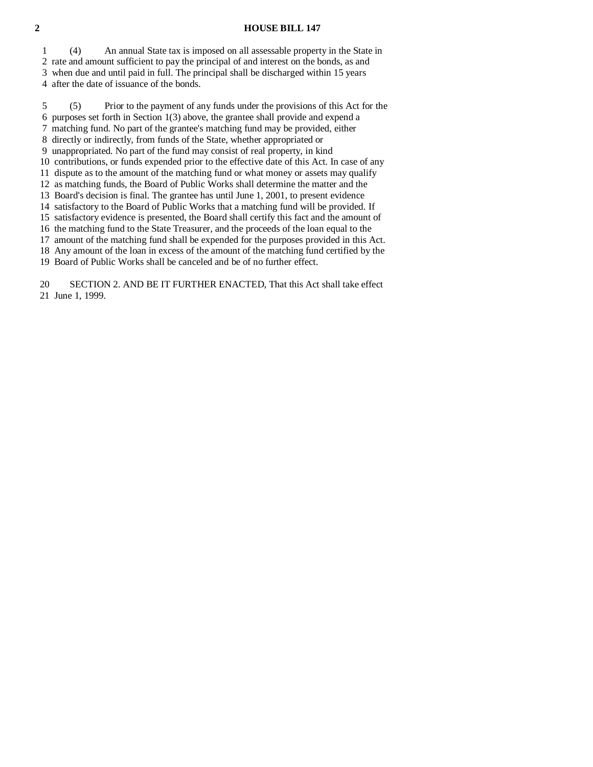(4) An annual State tax is imposed on all assessable property in the State in rate and amount sufficient to pay the principal of and interest on the bonds, as and when due and until paid in full. The principal shall be discharged within 15 years after the date of issuance of the bonds.

(5) Prior to the payment of any funds under the provisions of this Act for the purposes set forth in Section 1(3) above, the grantee shall provide and expend a matching fund. No part of the grantee's matching fund may be provided, either directly or indirectly, from funds of the State, whether appropriated or unappropriated. No part of the fund may consist of real property, in kind contributions, or funds expended prior to the effective date of this Act. In case of any dispute as to the amount of the matching fund or what money or assets may qualify as matching funds, the Board of Public Works shall determine the matter and the Board's decision is final. The grantee has until June 1, 2001, to present evidence satisfactory to the Board of Public Works that a matching fund will be provided. If satisfactory evidence is presented, the Board shall certify this fact and the amount of the matching fund to the State Treasurer, and the proceeds of the loan equal to the amount of the matching fund shall be expended for the purposes provided in this Act. Any amount of the loan in excess of the amount of the matching fund certified by the Board of Public Works shall be canceled and be of no further effect.

SECTION 2. AND BE IT FURTHER ENACTED, That this Act shall take effect June 1, 1999.